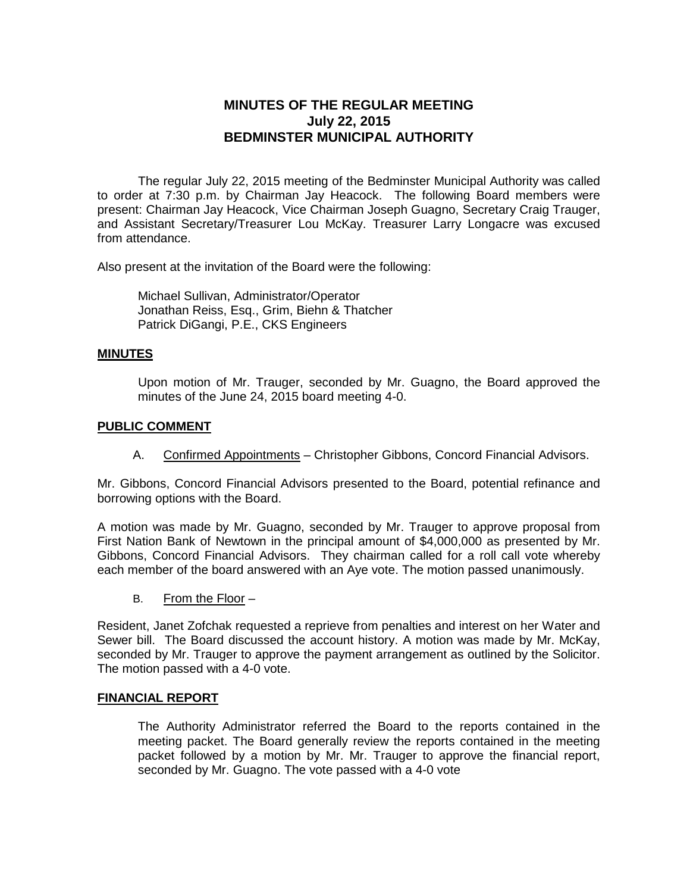# MINUTES OF THE REGULAR MEETING
# July 22, 2015
# BEDMINSTER MUNICIPAL AUTHORITY

The regular July 22, 2015 meeting of the Bedminster Municipal Authority was called to order at 7:30 p.m. by Chairman Jay Heacock. The following Board members were present: Chairman Jay Heacock, Vice Chairman Joseph Guagno, Secretary Craig Trauger, and Assistant Secretary/Treasurer Lou McKay. Treasurer Larry Longacre was excused from attendance.

Also present at the invitation of the Board were the following:

Michael Sullivan, Administrator/Operator
Jonathan Reiss, Esq., Grim, Biehn & Thatcher
Patrick DiGangi, P.E., CKS Engineers

## MINUTES

Upon motion of Mr. Trauger, seconded by Mr. Guagno, the Board approved the minutes of the June 24, 2015 board meeting 4-0.

## PUBLIC COMMENT

A. Confirmed Appointments – Christopher Gibbons, Concord Financial Advisors.

Mr. Gibbons, Concord Financial Advisors presented to the Board, potential refinance and borrowing options with the Board.

A motion was made by Mr. Guagno, seconded by Mr. Trauger to approve proposal from First Nation Bank of Newtown in the principal amount of $4,000,000 as presented by Mr. Gibbons, Concord Financial Advisors. They chairman called for a roll call vote whereby each member of the board answered with an Aye vote. The motion passed unanimously.

B. From the Floor –

Resident, Janet Zofchak requested a reprieve from penalties and interest on her Water and Sewer bill. The Board discussed the account history. A motion was made by Mr. McKay, seconded by Mr. Trauger to approve the payment arrangement as outlined by the Solicitor. The motion passed with a 4-0 vote.

## FINANCIAL REPORT

The Authority Administrator referred the Board to the reports contained in the meeting packet. The Board generally review the reports contained in the meeting packet followed by a motion by Mr. Mr. Trauger to approve the financial report, seconded by Mr. Guagno. The vote passed with a 4-0 vote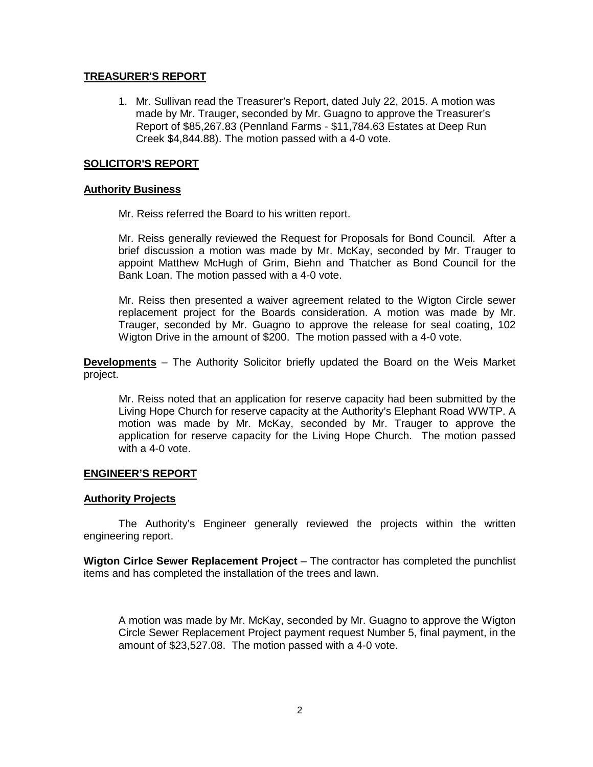## TREASURER'S REPORT

1. Mr. Sullivan read the Treasurer's Report, dated July 22, 2015. A motion was made by Mr. Trauger, seconded by Mr. Guagno to approve the Treasurer's Report of $85,267.83 (Pennland Farms - $11,784.63 Estates at Deep Run Creek $4,844.88). The motion passed with a 4-0 vote.

## SOLICITOR'S REPORT

### Authority Business

Mr. Reiss referred the Board to his written report.

Mr. Reiss generally reviewed the Request for Proposals for Bond Council. After a brief discussion a motion was made by Mr. McKay, seconded by Mr. Trauger to appoint Matthew McHugh of Grim, Biehn and Thatcher as Bond Council for the Bank Loan. The motion passed with a 4-0 vote.

Mr. Reiss then presented a waiver agreement related to the Wigton Circle sewer replacement project for the Boards consideration. A motion was made by Mr. Trauger, seconded by Mr. Guagno to approve the release for seal coating, 102 Wigton Drive in the amount of $200. The motion passed with a 4-0 vote.

**Developments** – The Authority Solicitor briefly updated the Board on the Weis Market project.

Mr. Reiss noted that an application for reserve capacity had been submitted by the Living Hope Church for reserve capacity at the Authority's Elephant Road WWTP. A motion was made by Mr. McKay, seconded by Mr. Trauger to approve the application for reserve capacity for the Living Hope Church. The motion passed with a 4-0 vote.

## ENGINEER'S REPORT

### Authority Projects

The Authority's Engineer generally reviewed the projects within the written engineering report.

**Wigton Cirlce Sewer Replacement Project** – The contractor has completed the punchlist items and has completed the installation of the trees and lawn.

A motion was made by Mr. McKay, seconded by Mr. Guagno to approve the Wigton Circle Sewer Replacement Project payment request Number 5, final payment, in the amount of $23,527.08. The motion passed with a 4-0 vote.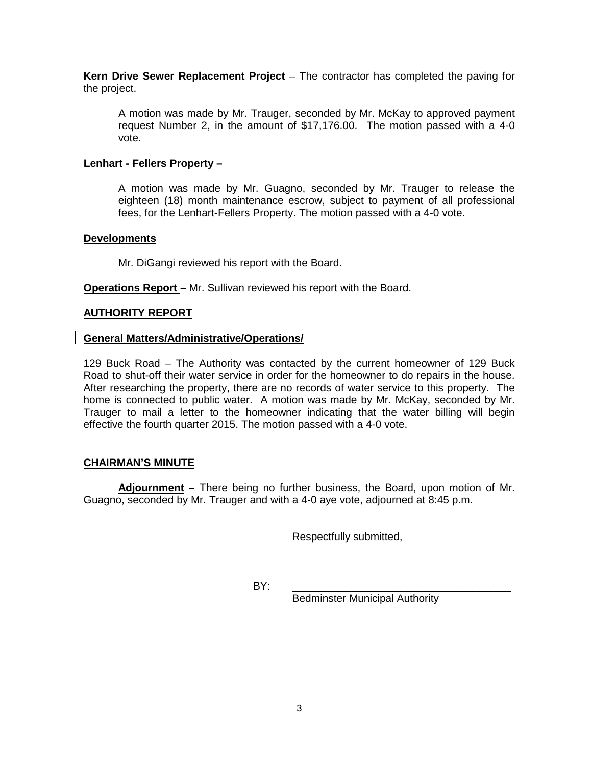**Kern Drive Sewer Replacement Project** – The contractor has completed the paving for the project.

> A motion was made by Mr. Trauger, seconded by Mr. McKay to approved payment request Number 2, in the amount of $17,176.00. The motion passed with a 4-0 vote.

**Lenhart - Fellers Property –**

> A motion was made by Mr. Guagno, seconded by Mr. Trauger to release the eighteen (18) month maintenance escrow, subject to payment of all professional fees, for the Lenhart-Fellers Property. The motion passed with a 4-0 vote.

**Developments**

> Mr. DiGangi reviewed his report with the Board.

**Operations Report –** Mr. Sullivan reviewed his report with the Board.

**AUTHORITY REPORT**

**General Matters/Administrative/Operations/**

129 Buck Road – The Authority was contacted by the current homeowner of 129 Buck Road to shut-off their water service in order for the homeowner to do repairs in the house. After researching the property, there are no records of water service to this property. The home is connected to public water. A motion was made by Mr. McKay, seconded by Mr. Trauger to mail a letter to the homeowner indicating that the water billing will begin effective the fourth quarter 2015. The motion passed with a 4-0 vote.

**CHAIRMAN'S MINUTE**

**Adjournment –** There being no further business, the Board, upon motion of Mr. Guagno, seconded by Mr. Trauger and with a 4-0 aye vote, adjourned at 8:45 p.m.

Respectfully submitted,

BY: ______________________________________

Bedminster Municipal Authority